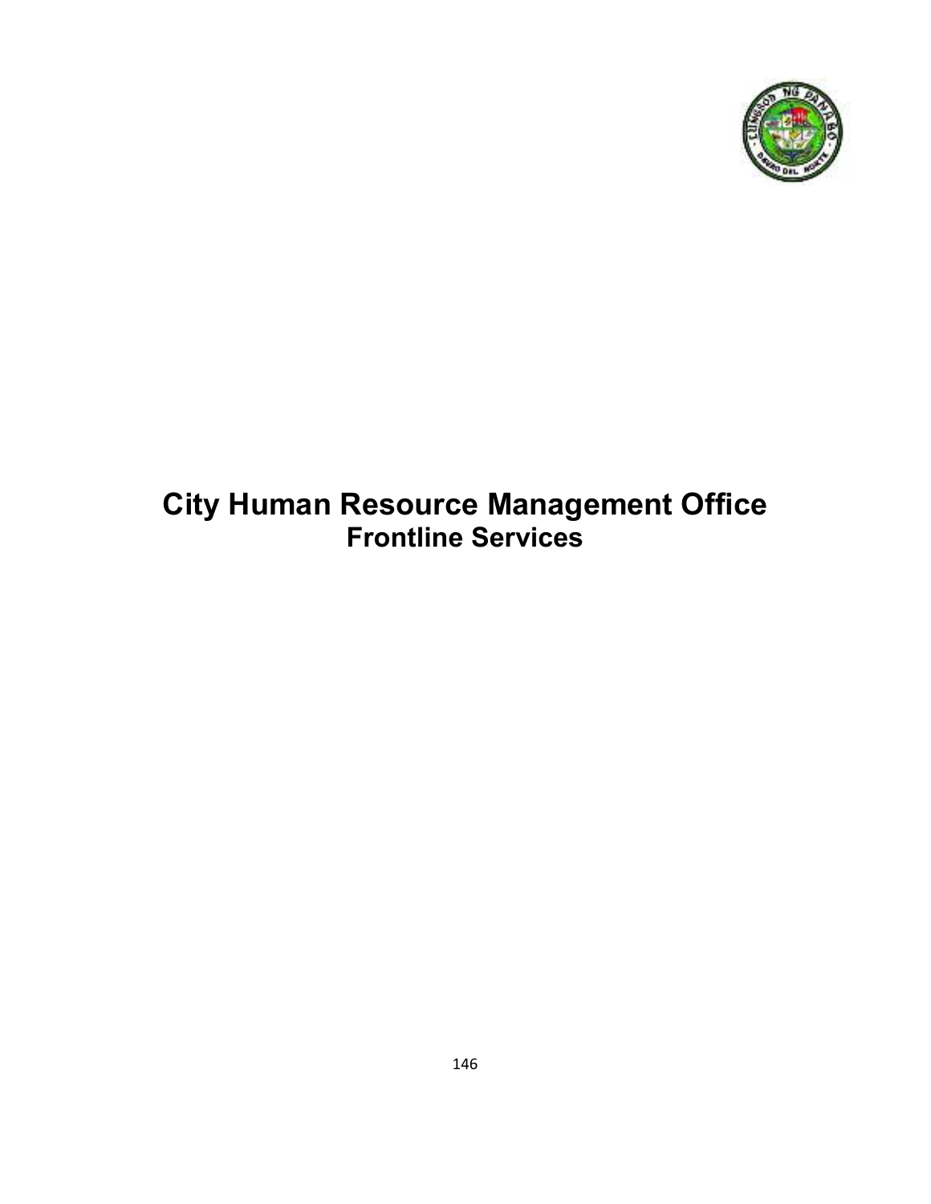# City Human Resource Management Office
## Frontline Services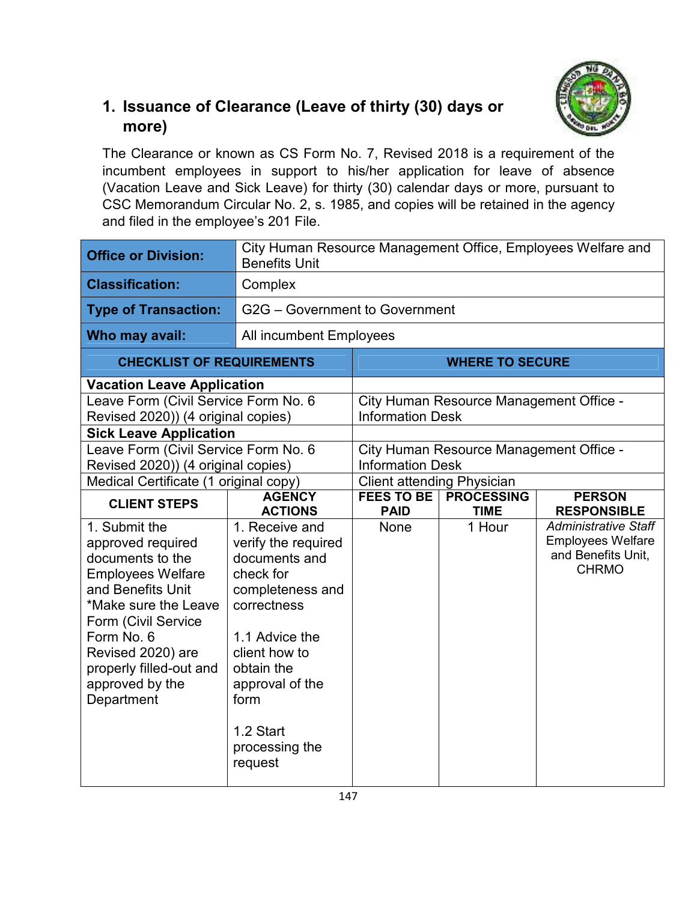## 1. Issuance of Clearance (Leave of thirty (30) days or more)

The Clearance or known as CS Form No. 7, Revised 2018 is a requirement of the incumbent employees in support to his/her application for leave of absence (Vacation Leave and Sick Leave) for thirty (30) calendar days or more, pursuant to CSC Memorandum Circular No. 2, s. 1985, and copies will be retained in the agency and filed in the employee's 201 File.

| | |
|---|---|
| **Office or Division:** | City Human Resource Management Office, Employees Welfare and Benefits Unit |
| **Classification:** | Complex |
| **Type of Transaction:** | G2G – Government to Government |
| **Who may avail:** | All incumbent Employees |

| CHECKLIST OF REQUIREMENTS | WHERE TO SECURE |
|---|---|
| **Vacation Leave Application** | |
| Leave Form (Civil Service Form No. 6 Revised 2020)) (4 original copies) | City Human Resource Management Office - Information Desk |
| **Sick Leave Application** | |
| Leave Form (Civil Service Form No. 6 Revised 2020)) (4 original copies) | City Human Resource Management Office - Information Desk |
| Medical Certificate (1 original copy) | Client attending Physician |

| CLIENT STEPS | AGENCY ACTIONS | FEES TO BE PAID | PROCESSING TIME | PERSON RESPONSIBLE |
|---|---|---|---|---|
| 1. Submit the approved required documents to the Employees Welfare and Benefits Unit<br>*Make sure the Leave Form (Civil Service Form No. 6 Revised 2020) are properly filled-out and approved by the Department | 1. Receive and verify the required documents and check for completeness and correctness<br><br>1.1 Advice the client how to obtain the approval of the form<br><br>1.2 Start processing the request | None | 1 Hour | *Administrative Staff*<br>Employees Welfare and Benefits Unit, CHRMO |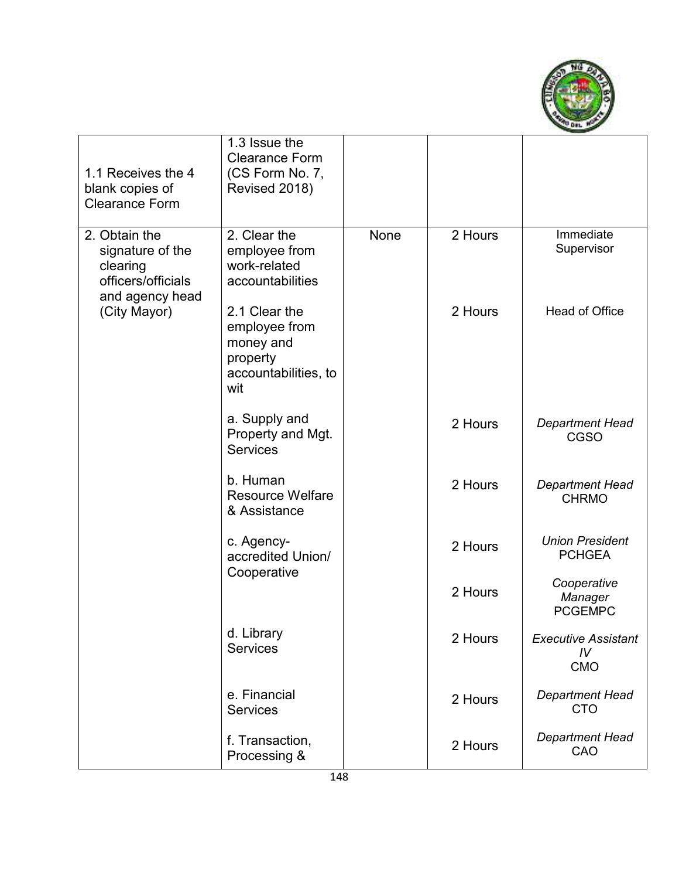| | | | | |
|---|---|---|---|---|
| 1.1 Receives the 4 blank copies of Clearance Form | 1.3 Issue the Clearance Form (CS Form No. 7, Revised 2018) | | | |
| 2. Obtain the signature of the clearing officers/officials and agency head (City Mayor) | 2. Clear the employee from work-related accountabilities | None | 2 Hours | Immediate Supervisor |
| | 2.1 Clear the employee from money and property accountabilities, to wit | | 2 Hours | Head of Office |
| | a. Supply and Property and Mgt. Services | | 2 Hours | *Department Head* CGSO |
| | b. Human Resource Welfare & Assistance | | 2 Hours | *Department Head* CHRMO |
| | c. Agency-accredited Union/ Cooperative | | 2 Hours | *Union President* PCHGEA |
| | | | 2 Hours | *Cooperative Manager* PCGEMPC |
| | d. Library Services | | 2 Hours | *Executive Assistant IV* CMO |
| | e. Financial Services | | 2 Hours | *Department Head* CTO |
| | f. Transaction, Processing & | | 2 Hours | *Department Head* CAO |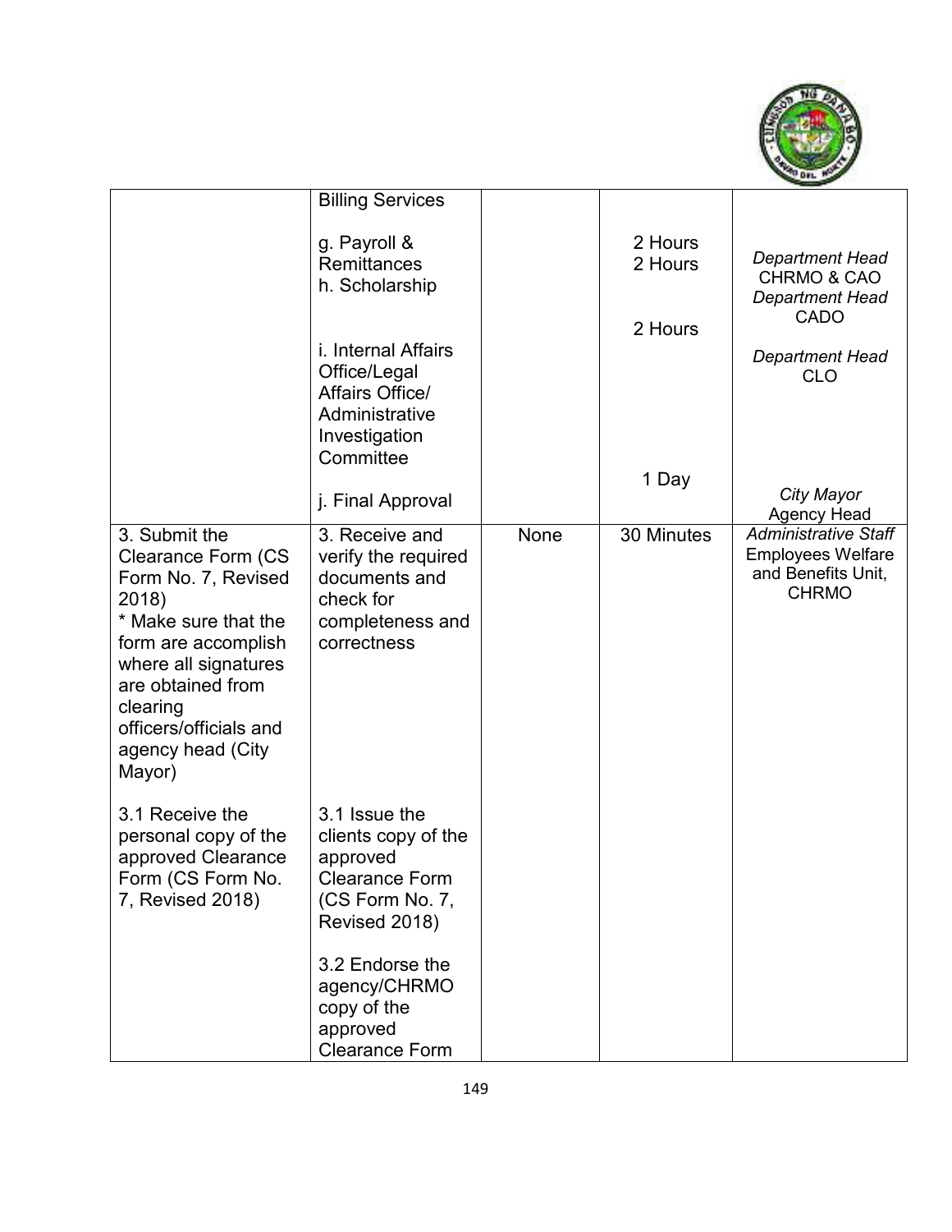| | | | | |
|---|---|---|---|---|
| | Billing Services<br><br>g. Payroll & Remittances<br>h. Scholarship<br><br>i. Internal Affairs Office/Legal Affairs Office/ Administrative Investigation Committee<br><br>j. Final Approval | | 2 Hours<br>2 Hours<br><br>2 Hours<br><br>1 Day | *Department Head*<br>CHRMO & CAO<br>*Department Head*<br>CADO<br><br>*Department Head*<br>CLO<br><br>*City Mayor*<br>Agency Head |
| 3. Submit the Clearance Form (CS Form No. 7, Revised 2018)<br>* Make sure that the form are accomplish where all signatures are obtained from clearing officers/officials and agency head (City Mayor)<br><br>3.1 Receive the personal copy of the approved Clearance Form (CS Form No. 7, Revised 2018) | 3. Receive and verify the required documents and check for completeness and correctness<br><br>3.1 Issue the clients copy of the approved Clearance Form (CS Form No. 7, Revised 2018)<br><br>3.2 Endorse the agency/CHRMO copy of the approved Clearance Form | None | 30 Minutes | *Administrative Staff*<br>Employees Welfare and Benefits Unit, CHRMO |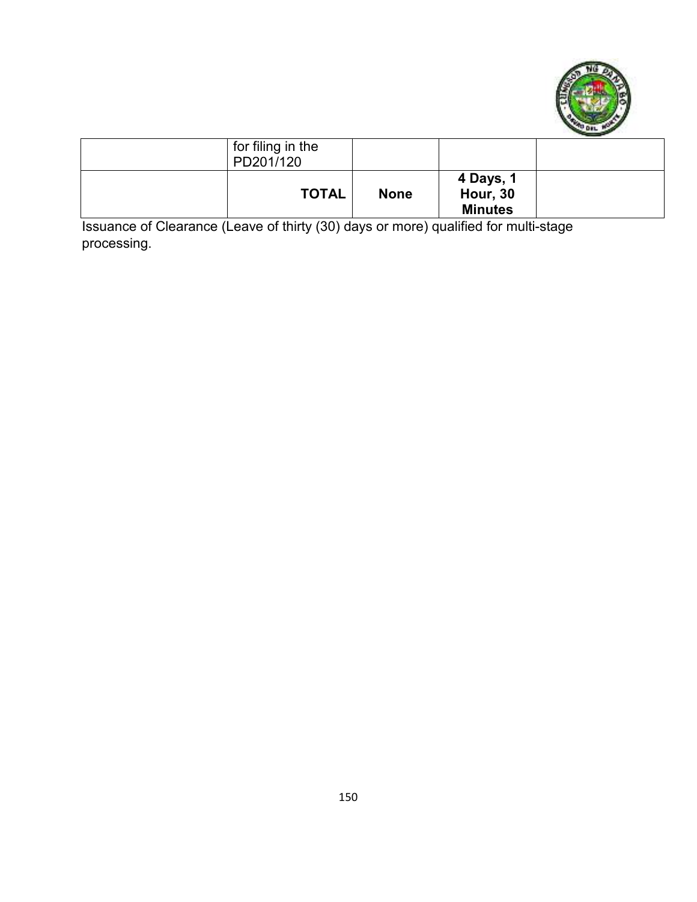| | | | | |
|---|---|---|---|---|
| | for filing in the PD201/120 | | | |
| | **TOTAL** | **None** | **4 Days, 1 Hour, 30 Minutes** | |

Issuance of Clearance (Leave of thirty (30) days or more) qualified for multi-stage processing.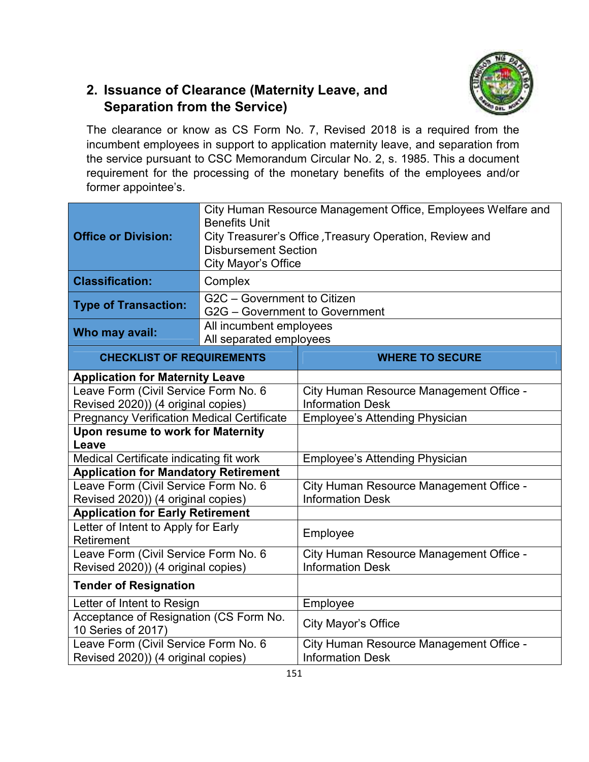## 2. Issuance of Clearance (Maternity Leave, and Separation from the Service)

The clearance or know as CS Form No. 7, Revised 2018 is a required from the incumbent employees in support to application maternity leave, and separation from the service pursuant to CSC Memorandum Circular No. 2, s. 1985. This a document requirement for the processing of the monetary benefits of the employees and/or former appointee's.

| | |
|---|---|
| **Office or Division:** | City Human Resource Management Office, Employees Welfare and Benefits Unit<br>City Treasurer's Office ,Treasury Operation, Review and Disbursement Section<br>City Mayor's Office |
| **Classification:** | Complex |
| **Type of Transaction:** | G2C – Government to Citizen<br>G2G – Government to Government |
| **Who may avail:** | All incumbent employees<br>All separated employees |

| CHECKLIST OF REQUIREMENTS | WHERE TO SECURE |
|---|---|
| **Application for Maternity Leave** | |
| Leave Form (Civil Service Form No. 6 Revised 2020)) (4 original copies) | City Human Resource Management Office - Information Desk |
| Pregnancy Verification Medical Certificate | Employee's Attending Physician |
| **Upon resume to work for Maternity Leave** | |
| Medical Certificate indicating fit work | Employee's Attending Physician |
| **Application for Mandatory Retirement** | |
| Leave Form (Civil Service Form No. 6 Revised 2020)) (4 original copies) | City Human Resource Management Office - Information Desk |
| **Application for Early Retirement** | |
| Letter of Intent to Apply for Early Retirement | Employee |
| Leave Form (Civil Service Form No. 6 Revised 2020)) (4 original copies) | City Human Resource Management Office - Information Desk |
| **Tender of Resignation** | |
| Letter of Intent to Resign | Employee |
| Acceptance of Resignation (CS Form No. 10 Series of 2017) | City Mayor's Office |
| Leave Form (Civil Service Form No. 6 Revised 2020)) (4 original copies) | City Human Resource Management Office - Information Desk |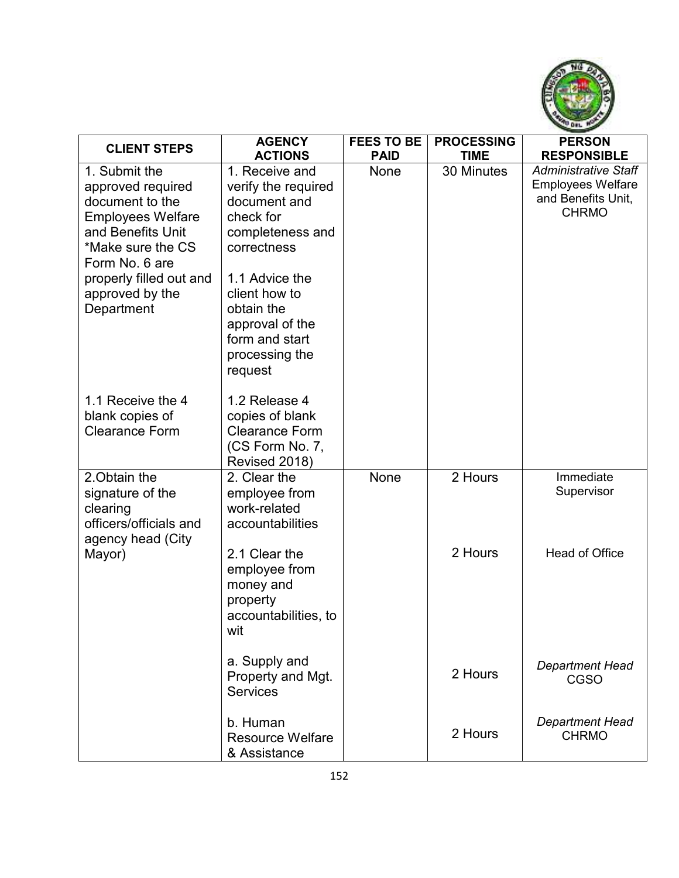| CLIENT STEPS | AGENCY ACTIONS | FEES TO BE PAID | PROCESSING TIME | PERSON RESPONSIBLE |
|---|---|---|---|---|
| 1. Submit the approved required document to the Employees Welfare and Benefits Unit *Make sure the CS Form No. 6 are properly filled out and approved by the Department | 1. Receive and verify the required document and check for completeness and correctness<br><br>1.1 Advice the client how to obtain the approval of the form and start processing the request | None | 30 Minutes | *Administrative Staff* Employees Welfare and Benefits Unit, CHRMO |
| 1.1 Receive the 4 blank copies of Clearance Form | 1.2 Release 4 copies of blank Clearance Form (CS Form No. 7, Revised 2018) | | | |
| 2.Obtain the signature of the clearing officers/officials and agency head (City Mayor) | 2. Clear the employee from work-related accountabilities | None | 2 Hours | Immediate Supervisor |
| | 2.1 Clear the employee from money and property accountabilities, to wit | | 2 Hours | Head of Office |
| | a. Supply and Property and Mgt. Services | | 2 Hours | *Department Head* CGSO |
| | b. Human Resource Welfare & Assistance | | 2 Hours | *Department Head* CHRMO |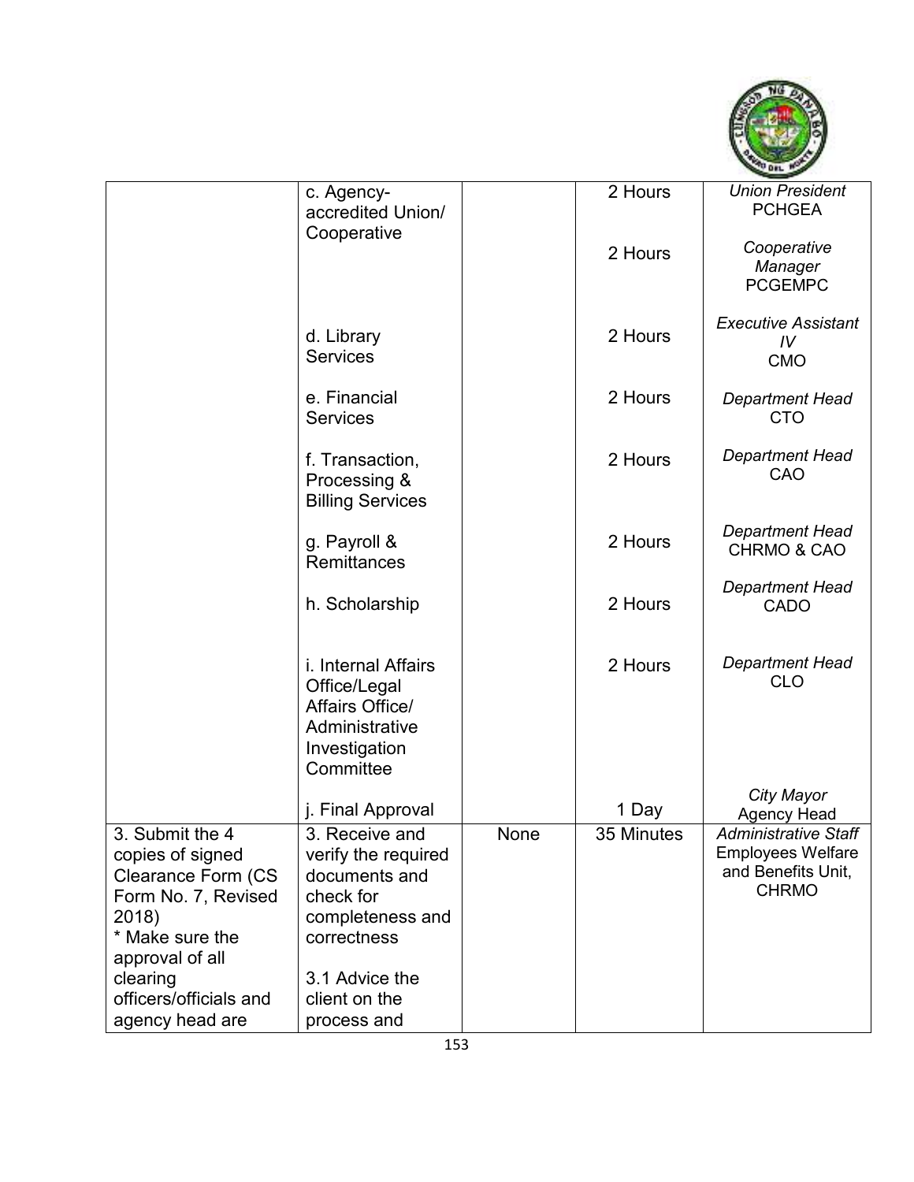| | | | | |
|---|---|---|---|---|
| | c. Agency-accredited Union/ Cooperative | | 2 Hours<br><br>2 Hours | *Union President*<br>PCHGEA<br><br>*Cooperative Manager*<br>PCGEMPC |
| | d. Library Services | | 2 Hours | *Executive Assistant IV*<br>CMO |
| | e. Financial Services | | 2 Hours | *Department Head*<br>CTO |
| | f. Transaction, Processing & Billing Services | | 2 Hours | *Department Head*<br>CAO |
| | g. Payroll & Remittances | | 2 Hours | *Department Head*<br>CHRMO & CAO |
| | h. Scholarship | | 2 Hours | *Department Head*<br>CADO |
| | i. Internal Affairs Office/Legal Affairs Office/ Administrative Investigation Committee | | 2 Hours | *Department Head*<br>CLO |
| | j. Final Approval | | 1 Day | *City Mayor*<br>Agency Head |
| 3. Submit the 4 copies of signed Clearance Form (CS Form No. 7, Revised 2018)<br>* Make sure the approval of all clearing officers/officials and agency head are | 3. Receive and verify the required documents and check for completeness and correctness<br><br>3.1 Advice the client on the process and | None | 35 Minutes | *Administrative Staff*<br>Employees Welfare and Benefits Unit, CHRMO |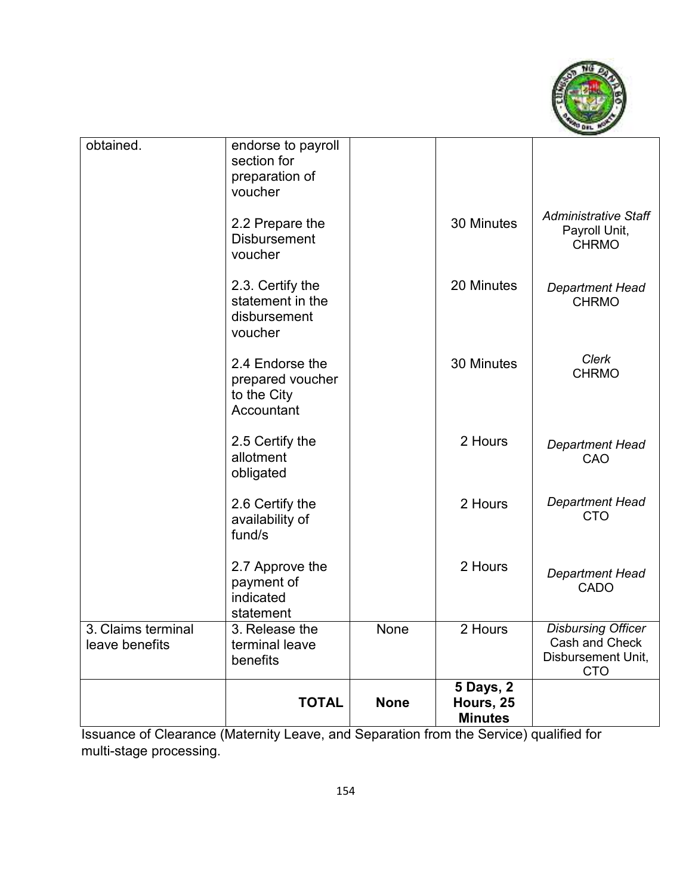| | | | | |
|---|---|---|---|---|
| obtained. | endorse to payroll section for preparation of voucher | | | |
| | 2.2 Prepare the Disbursement voucher | | 30 Minutes | *Administrative Staff* Payroll Unit, CHRMO |
| | 2.3. Certify the statement in the disbursement voucher | | 20 Minutes | *Department Head* CHRMO |
| | 2.4 Endorse the prepared voucher to the City Accountant | | 30 Minutes | *Clerk* CHRMO |
| | 2.5 Certify the allotment obligated | | 2 Hours | *Department Head* CAO |
| | 2.6 Certify the availability of fund/s | | 2 Hours | *Department Head* CTO |
| | 2.7 Approve the payment of indicated statement | | 2 Hours | *Department Head* CADO |
| 3. Claims terminal leave benefits | 3. Release the terminal leave benefits | None | 2 Hours | *Disbursing Officer* Cash and Check Disbursement Unit, CTO |
| | **TOTAL** | **None** | **5 Days, 2 Hours, 25 Minutes** | |

Issuance of Clearance (Maternity Leave, and Separation from the Service) qualified for multi-stage processing.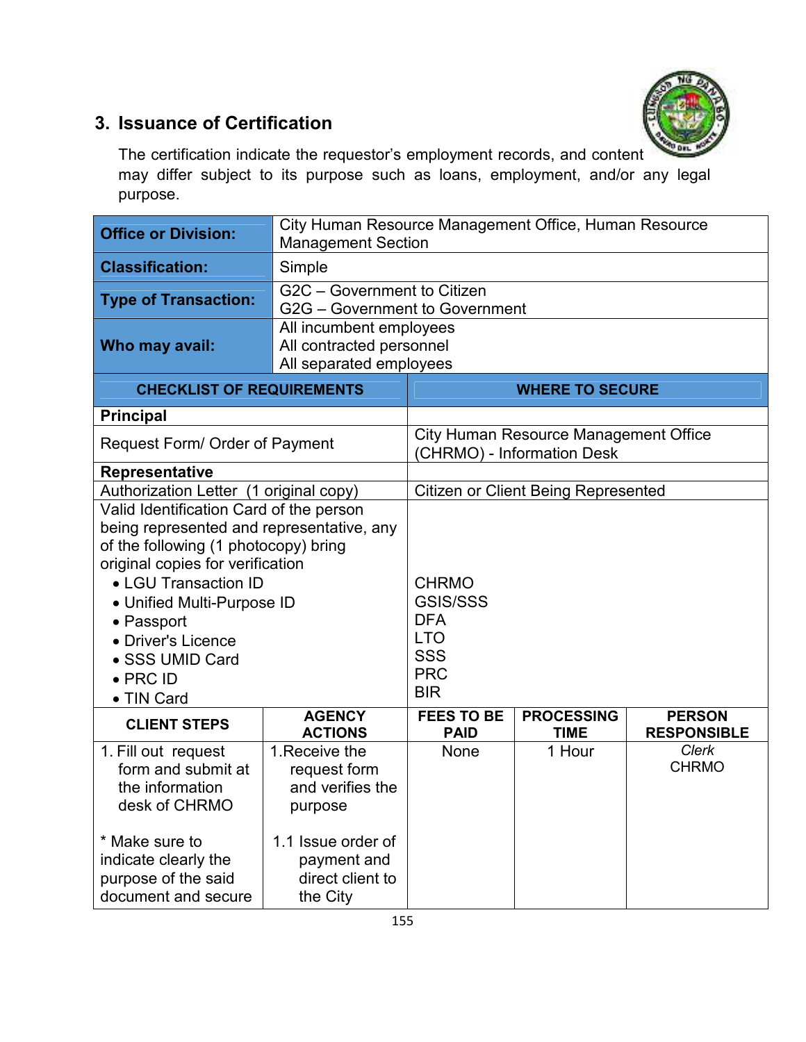## 3. Issuance of Certification

The certification indicate the requestor's employment records, and content may differ subject to its purpose such as loans, employment, and/or any legal purpose.

| | |
|---|---|
| **Office or Division:** | City Human Resource Management Office, Human Resource Management Section |
| **Classification:** | Simple |
| **Type of Transaction:** | G2C – Government to Citizen<br>G2G – Government to Government |
| **Who may avail:** | All incumbent employees<br>All contracted personnel<br>All separated employees |

| CHECKLIST OF REQUIREMENTS | WHERE TO SECURE |
|---|---|
| **Principal** | |
| Request Form/ Order of Payment | City Human Resource Management Office (CHRMO) - Information Desk |
| **Representative** | |
| Authorization Letter (1 original copy) | Citizen or Client Being Represented |
| Valid Identification Card of the person being represented and representative, any of the following (1 photocopy) bring original copies for verification<br>• LGU Transaction ID<br>• Unified Multi-Purpose ID<br>• Passport<br>• Driver's Licence<br>• SSS UMID Card<br>• PRC ID<br>• TIN Card | <br><br><br><br>CHRMO<br>GSIS/SSS<br>DFA<br>LTO<br>SSS<br>PRC<br>BIR |

| CLIENT STEPS | AGENCY ACTIONS | FEES TO BE PAID | PROCESSING TIME | PERSON RESPONSIBLE |
|---|---|---|---|---|
| 1. Fill out request form and submit at the information desk of CHRMO<br><br>* Make sure to indicate clearly the purpose of the said document and secure | 1.Receive the request form and verifies the purpose<br><br>1.1 Issue order of payment and direct client to the City | None | 1 Hour | *Clerk*<br>CHRMO |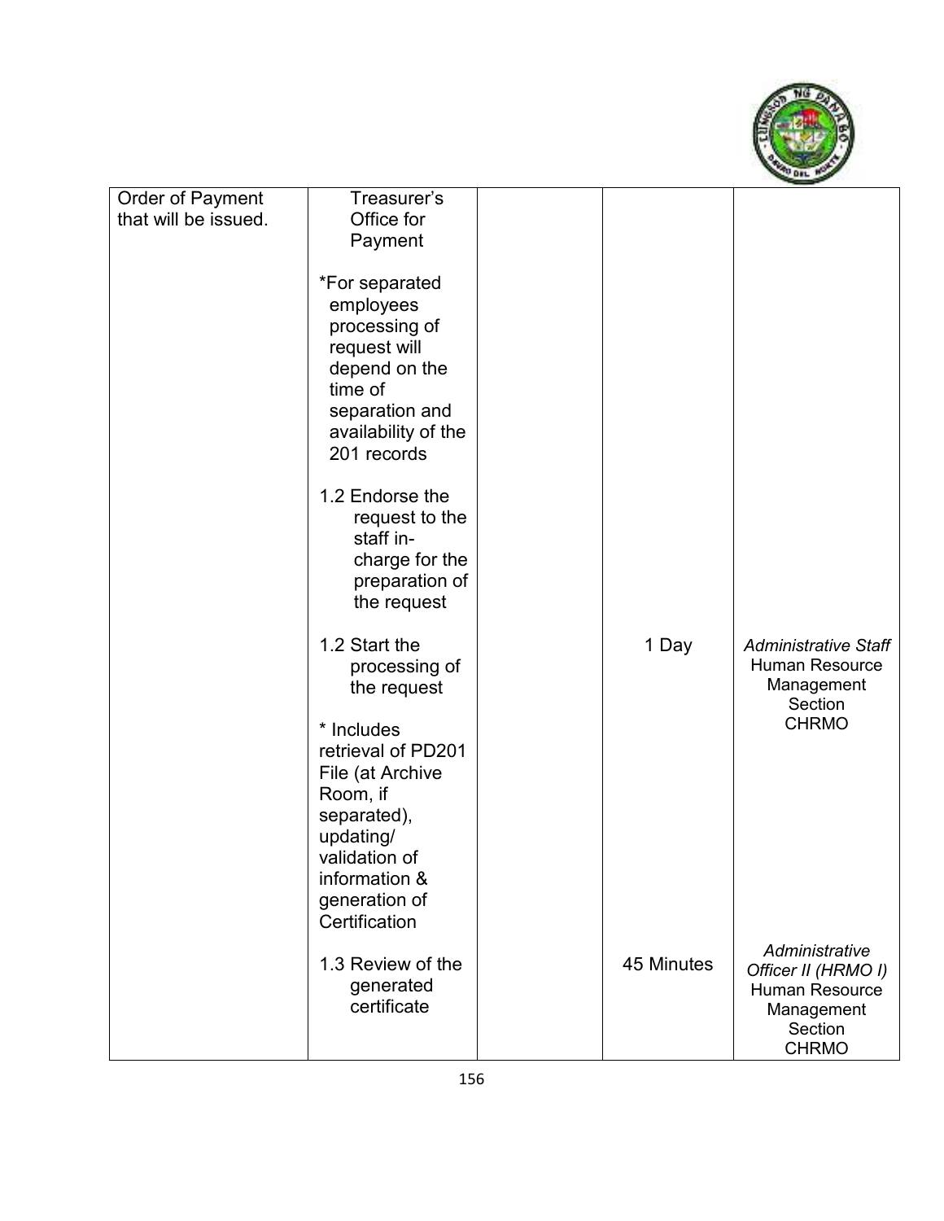| | | | | |
|---|---|---|---|---|
| Order of Payment that will be issued. | Treasurer's Office for Payment<br><br>*For separated employees processing of request will depend on the time of separation and availability of the 201 records<br><br>1.2 Endorse the request to the staff in-charge for the preparation of the request | | | |
| | 1.2 Start the processing of the request<br><br>* Includes retrieval of PD201 File (at Archive Room, if separated), updating/ validation of information & generation of Certification | | 1 Day | *Administrative Staff* Human Resource Management Section CHRMO |
| | 1.3 Review of the generated certificate | | 45 Minutes | *Administrative Officer II (HRMO I)* Human Resource Management Section CHRMO |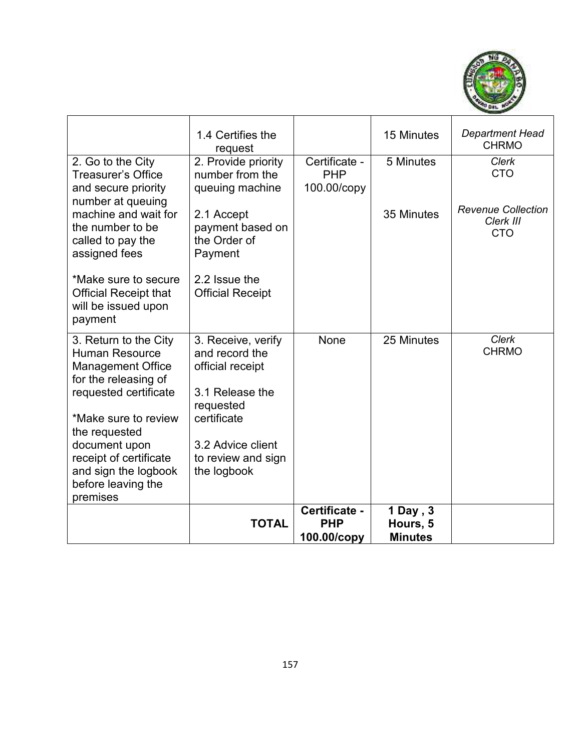| | | | | |
|---|---|---|---|---|
| | 1.4 Certifies the request | | 15 Minutes | *Department Head* CHRMO |
| 2. Go to the City Treasurer's Office and secure priority number at queuing machine and wait for the number to be called to pay the assigned fees<br><br>*Make sure to secure Official Receipt that will be issued upon payment | 2. Provide priority number from the queuing machine<br><br>2.1 Accept payment based on the Order of Payment<br><br>2.2 Issue the Official Receipt | Certificate - PHP 100.00/copy | 5 Minutes<br><br>35 Minutes | *Clerk* CTO<br><br>*Revenue Collection Clerk III* CTO |
| 3. Return to the City Human Resource Management Office for the releasing of requested certificate<br><br>*Make sure to review the requested document upon receipt of certificate and sign the logbook before leaving the premises | 3. Receive, verify and record the official receipt<br><br>3.1 Release the requested certificate<br><br>3.2 Advice client to review and sign the logbook | None | 25 Minutes | *Clerk* CHRMO |
| | **TOTAL** | **Certificate - PHP 100.00/copy** | **1 Day , 3 Hours, 5 Minutes** | |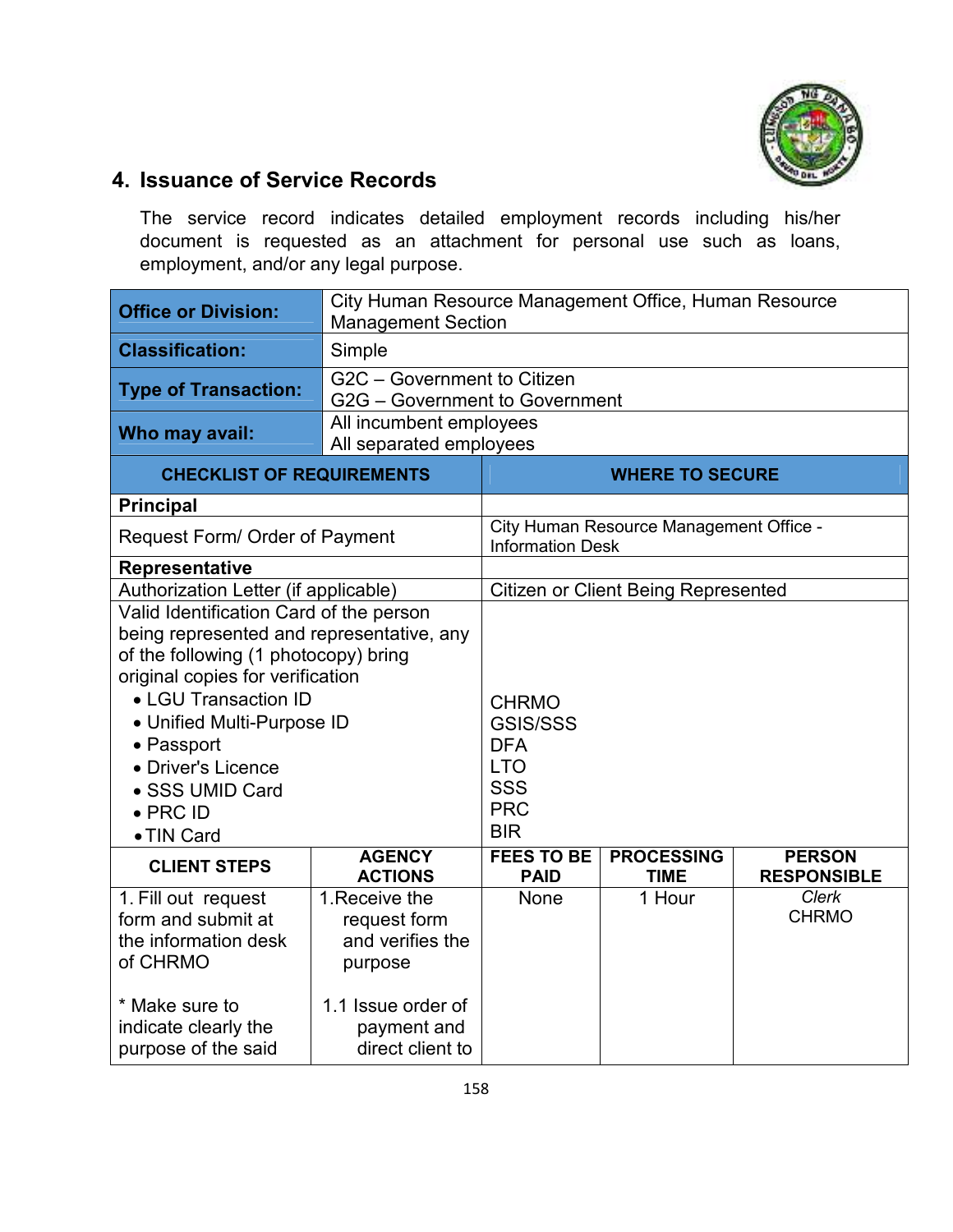## 4. Issuance of Service Records

The service record indicates detailed employment records including his/her document is requested as an attachment for personal use such as loans, employment, and/or any legal purpose.

| | |
|---|---|
| **Office or Division:** | City Human Resource Management Office, Human Resource Management Section |
| **Classification:** | Simple |
| **Type of Transaction:** | G2C – Government to Citizen<br>G2G – Government to Government |
| **Who may avail:** | All incumbent employees<br>All separated employees |

| CHECKLIST OF REQUIREMENTS | WHERE TO SECURE |
|---|---|
| **Principal** | |
| Request Form/ Order of Payment | City Human Resource Management Office - Information Desk |
| **Representative** | |
| Authorization Letter (if applicable) | Citizen or Client Being Represented |
| Valid Identification Card of the person being represented and representative, any of the following (1 photocopy) bring original copies for verification<br>• LGU Transaction ID<br>• Unified Multi-Purpose ID<br>• Passport<br>• Driver's Licence<br>• SSS UMID Card<br>• PRC ID<br>• TIN Card | <br><br><br><br>CHRMO<br>GSIS/SSS<br>DFA<br>LTO<br>SSS<br>PRC<br>BIR |

| CLIENT STEPS | AGENCY ACTIONS | FEES TO BE PAID | PROCESSING TIME | PERSON RESPONSIBLE |
|---|---|---|---|---|
| 1. Fill out request form and submit at the information desk of CHRMO<br><br>* Make sure to indicate clearly the purpose of the said | 1.Receive the request form and verifies the purpose<br><br>1.1 Issue order of payment and direct client to | None | 1 Hour | *Clerk*<br>CHRMO |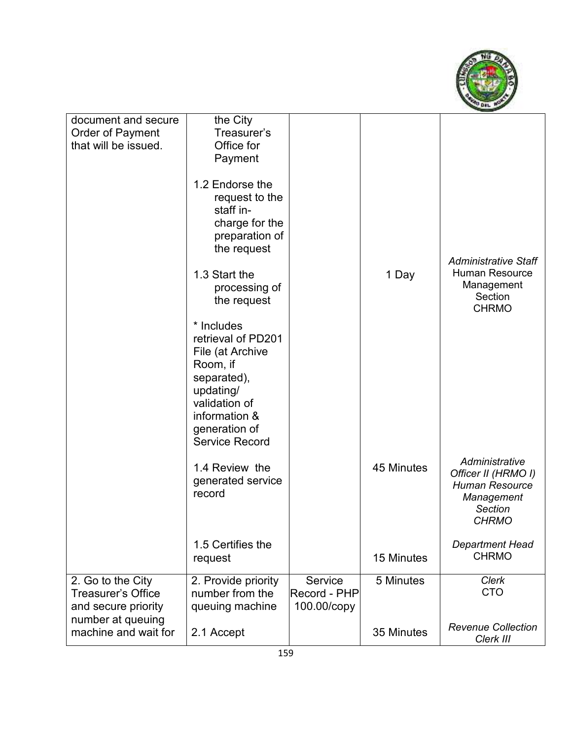| | | | | |
|---|---|---|---|---|
| document and secure Order of Payment that will be issued. | the City Treasurer's Office for Payment<br><br>1.2 Endorse the request to the staff in-charge for the preparation of the request<br><br>1.3 Start the processing of the request<br><br>* Includes retrieval of PD201 File (at Archive Room, if separated), updating/ validation of information & generation of Service Record | | 1 Day | *Administrative Staff*<br>Human Resource Management Section<br>CHRMO |
| | 1.4 Review the generated service record | | 45 Minutes | *Administrative Officer II (HRMO I)*<br>*Human Resource Management Section*<br>*CHRMO* |
| | 1.5 Certifies the request | | 15 Minutes | *Department Head*<br>CHRMO |
| 2. Go to the City Treasurer's Office and secure priority number at queuing machine and wait for | 2. Provide priority number from the queuing machine | Service Record - PHP 100.00/copy | 5 Minutes | *Clerk*<br>CTO |
| | 2.1 Accept | | 35 Minutes | *Revenue Collection Clerk III* |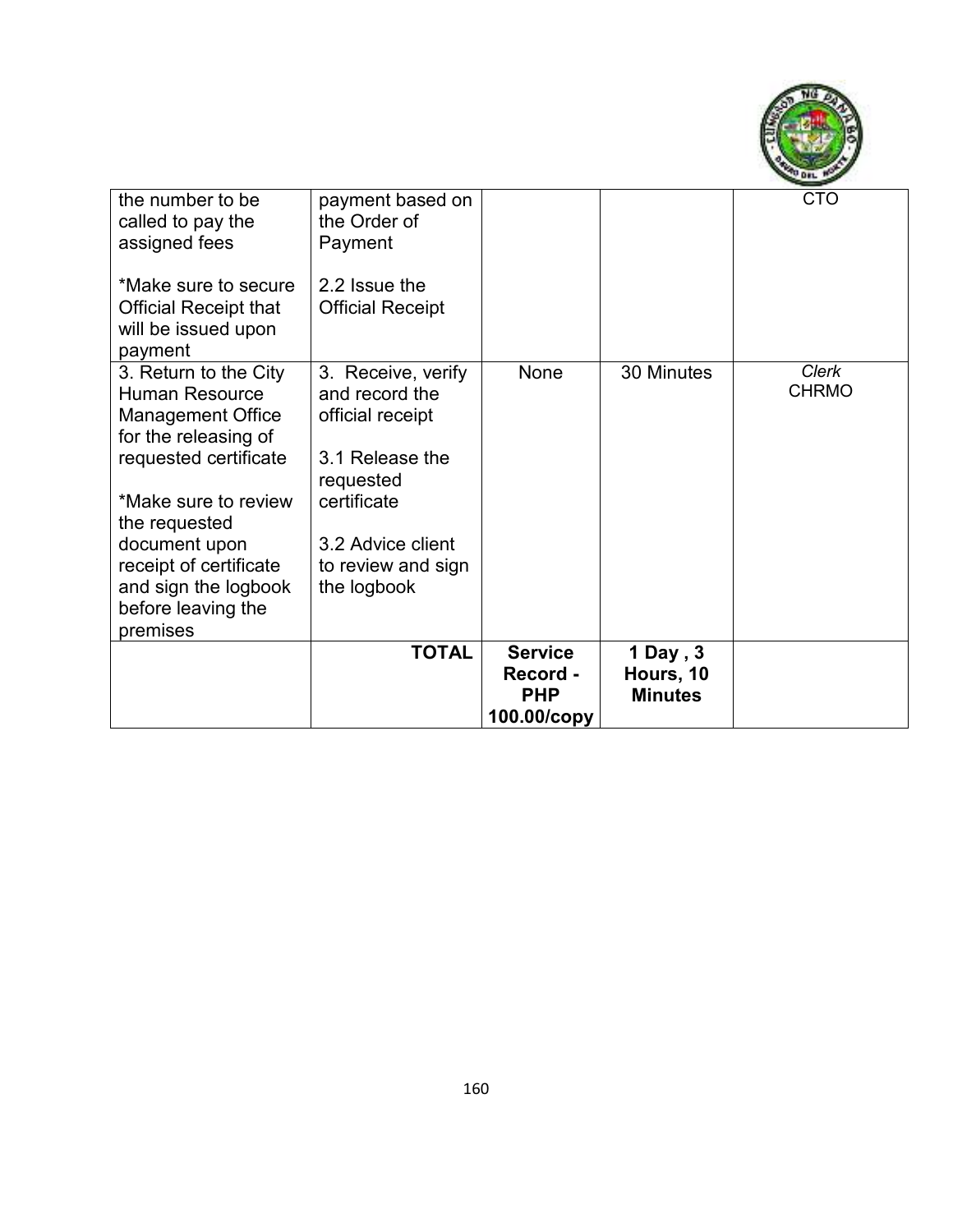| | | | | |
|---|---|---|---|---|
| the number to be called to pay the assigned fees<br><br>*Make sure to secure Official Receipt that will be issued upon payment | payment based on the Order of Payment<br><br>2.2 Issue the Official Receipt | | | CTO |
| 3. Return to the City Human Resource Management Office for the releasing of requested certificate<br><br>*Make sure to review the requested document upon receipt of certificate and sign the logbook before leaving the premises | 3. Receive, verify and record the official receipt<br><br>3.1 Release the requested certificate<br><br>3.2 Advice client to review and sign the logbook | None | 30 Minutes | *Clerk*<br>CHRMO |
| | **TOTAL** | **Service Record - PHP 100.00/copy** | **1 Day , 3 Hours, 10 Minutes** | |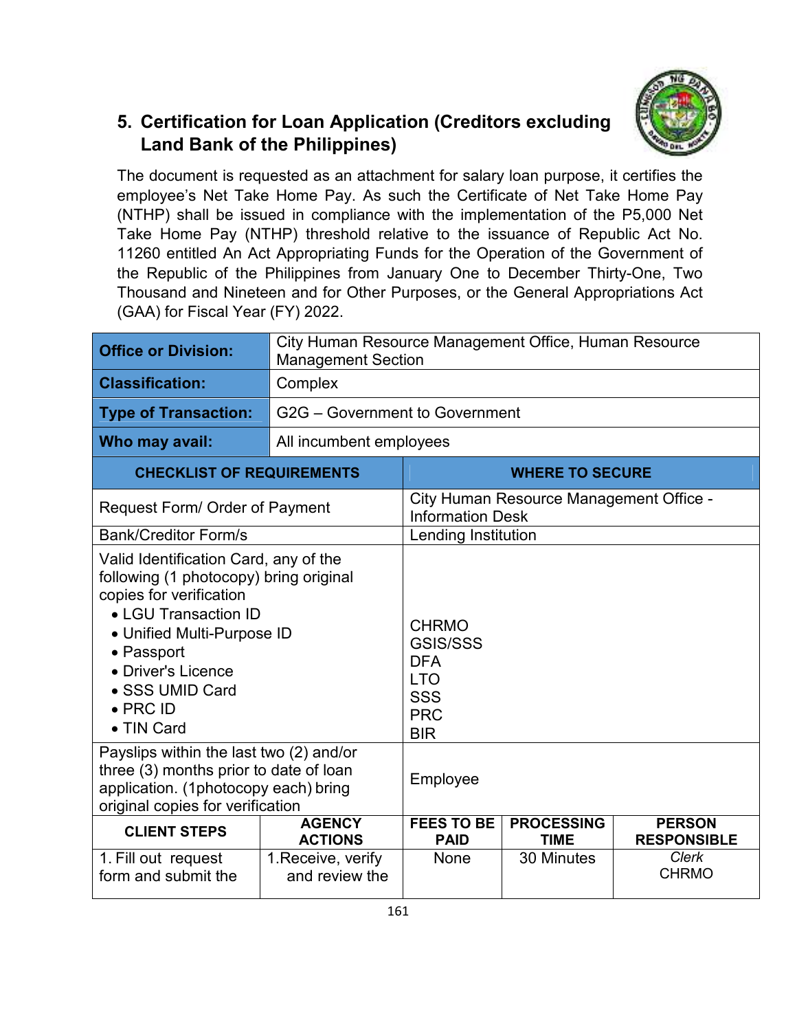## 5. Certification for Loan Application (Creditors excluding Land Bank of the Philippines)

The document is requested as an attachment for salary loan purpose, it certifies the employee's Net Take Home Pay. As such the Certificate of Net Take Home Pay (NTHP) shall be issued in compliance with the implementation of the P5,000 Net Take Home Pay (NTHP) threshold relative to the issuance of Republic Act No. 11260 entitled An Act Appropriating Funds for the Operation of the Government of the Republic of the Philippines from January One to December Thirty-One, Two Thousand and Nineteen and for Other Purposes, or the General Appropriations Act (GAA) for Fiscal Year (FY) 2022.

| | |
|---|---|
| **Office or Division:** | City Human Resource Management Office, Human Resource Management Section |
| **Classification:** | Complex |
| **Type of Transaction:** | G2G – Government to Government |
| **Who may avail:** | All incumbent employees |

| CHECKLIST OF REQUIREMENTS | WHERE TO SECURE |
|---|---|
| Request Form/ Order of Payment | City Human Resource Management Office - Information Desk |
| Bank/Creditor Form/s | Lending Institution |
| Valid Identification Card, any of the following (1 photocopy) bring original copies for verification<br>• LGU Transaction ID<br>• Unified Multi-Purpose ID<br>• Passport<br>• Driver's Licence<br>• SSS UMID Card<br>• PRC ID<br>• TIN Card | CHRMO<br>GSIS/SSS<br>DFA<br>LTO<br>SSS<br>PRC<br>BIR |
| Payslips within the last two (2) and/or three (3) months prior to date of loan application. (1photocopy each) bring original copies for verification | Employee |

| CLIENT STEPS | AGENCY ACTIONS | FEES TO BE PAID | PROCESSING TIME | PERSON RESPONSIBLE |
|---|---|---|---|---|
| 1. Fill out request form and submit the | 1.Receive, verify and review the | None | 30 Minutes | *Clerk*<br>CHRMO |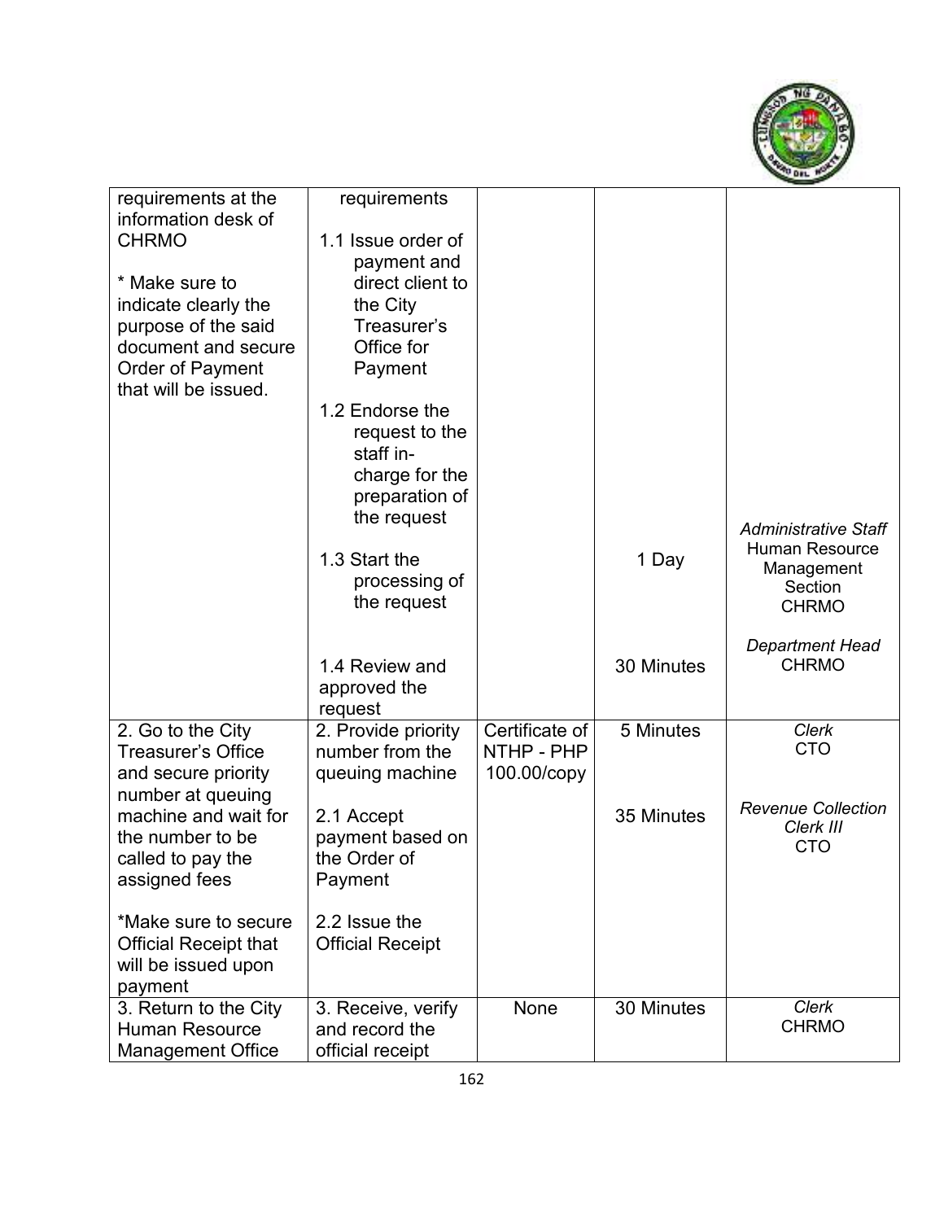| | | | | |
|---|---|---|---|---|
| requirements at the information desk of CHRMO<br><br>* Make sure to indicate clearly the purpose of the said document and secure Order of Payment that will be issued. | requirements<br><br>1.1 Issue order of payment and direct client to the City Treasurer's Office for Payment<br><br>1.2 Endorse the request to the staff in-charge for the preparation of the request<br><br>1.3 Start the processing of the request<br><br>1.4 Review and approved the request | | 1 Day<br><br>30 Minutes | *Administrative Staff*<br>Human Resource Management Section<br>CHRMO<br><br>*Department Head*<br>CHRMO |
| 2. Go to the City Treasurer's Office and secure priority number at queuing machine and wait for the number to be called to pay the assigned fees<br><br>*Make sure to secure Official Receipt that will be issued upon payment | 2. Provide priority number from the queuing machine<br><br>2.1 Accept payment based on the Order of Payment<br><br>2.2 Issue the Official Receipt | Certificate of NTHP - PHP 100.00/copy | 5 Minutes<br><br>35 Minutes | *Clerk*<br>CTO<br><br>*Revenue Collection Clerk III*<br>CTO |
| 3. Return to the City Human Resource Management Office | 3. Receive, verify and record the official receipt | None | 30 Minutes | *Clerk*<br>CHRMO |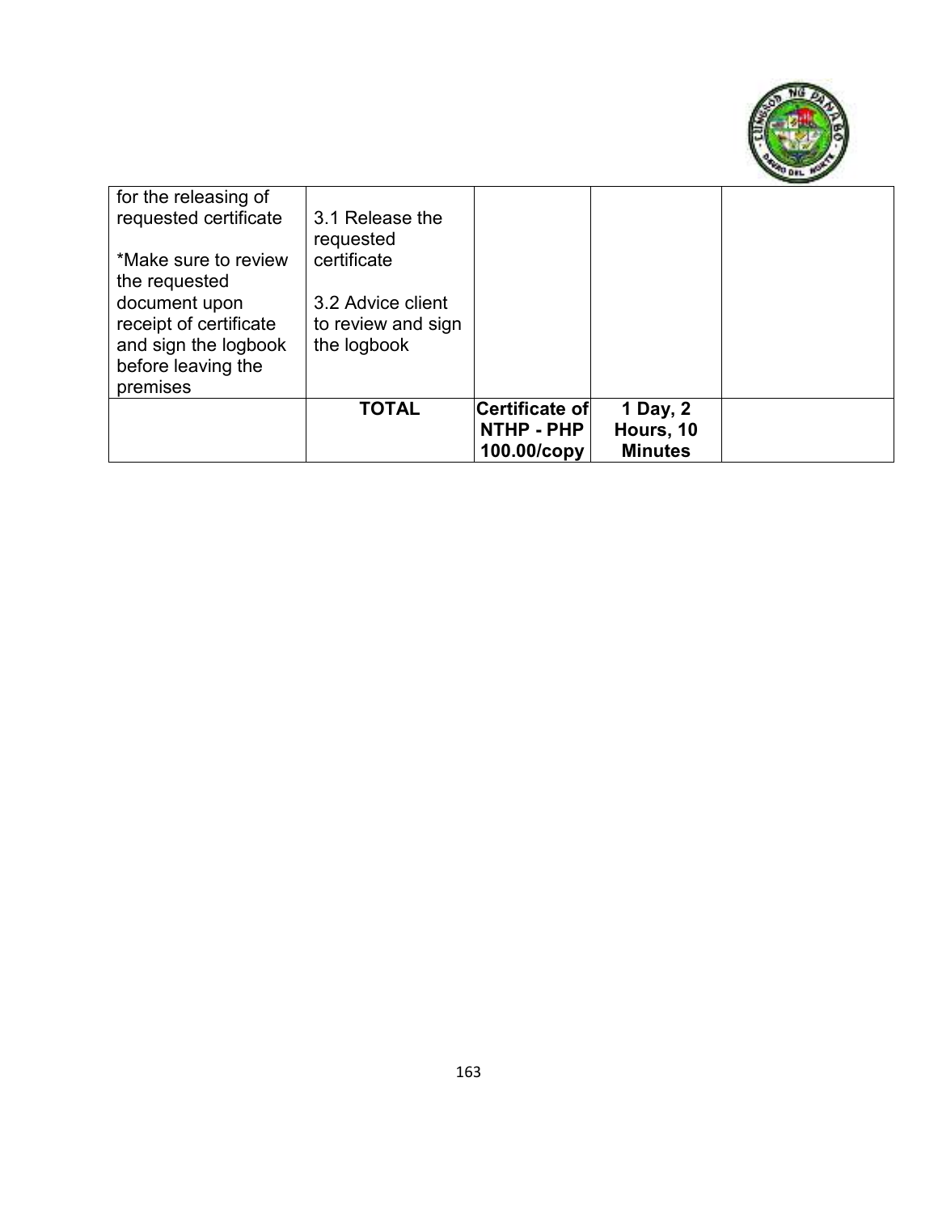| | | | | |
|---|---|---|---|---|
| for the releasing of requested certificate<br><br>*Make sure to review the requested document upon receipt of certificate and sign the logbook before leaving the premises | 3.1 Release the requested certificate<br><br>3.2 Advice client to review and sign the logbook | | | |
| | **TOTAL** | **Certificate of NTHP - PHP 100.00/copy** | **1 Day, 2 Hours, 10 Minutes** | |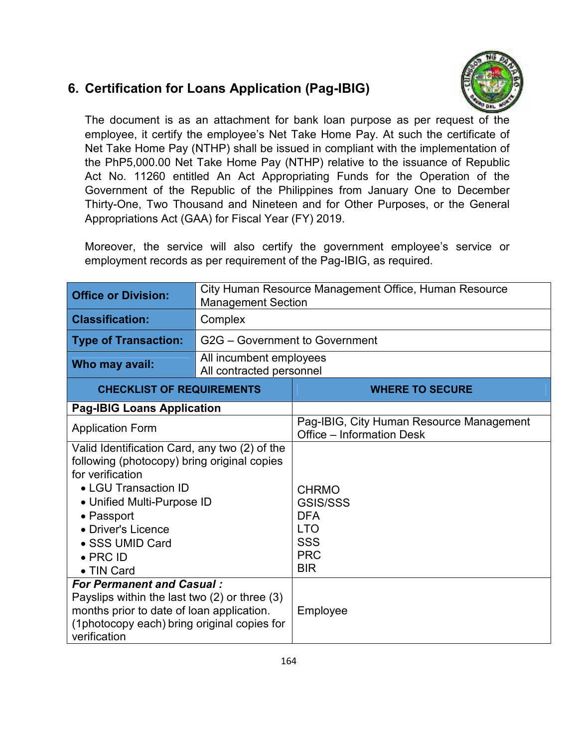## 6. Certification for Loans Application (Pag-IBIG)

The document is as an attachment for bank loan purpose as per request of the employee, it certify the employee's Net Take Home Pay. At such the certificate of Net Take Home Pay (NTHP) shall be issued in compliant with the implementation of the PhP5,000.00 Net Take Home Pay (NTHP) relative to the issuance of Republic Act No. 11260 entitled An Act Appropriating Funds for the Operation of the Government of the Republic of the Philippines from January One to December Thirty-One, Two Thousand and Nineteen and for Other Purposes, or the General Appropriations Act (GAA) for Fiscal Year (FY) 2019.

Moreover, the service will also certify the government employee's service or employment records as per requirement of the Pag-IBIG, as required.

| | |
|---|---|
| **Office or Division:** | City Human Resource Management Office, Human Resource Management Section |
| **Classification:** | Complex |
| **Type of Transaction:** | G2G – Government to Government |
| **Who may avail:** | All incumbent employees<br>All contracted personnel |

| CHECKLIST OF REQUIREMENTS | WHERE TO SECURE |
|---|---|
| **Pag-IBIG Loans Application** | |
| Application Form | Pag-IBIG, City Human Resource Management Office – Information Desk |
| Valid Identification Card, any two (2) of the following (photocopy) bring original copies for verification<br>• LGU Transaction ID<br>• Unified Multi-Purpose ID<br>• Passport<br>• Driver's Licence<br>• SSS UMID Card<br>• PRC ID<br>• TIN Card | <br><br><br>CHRMO<br>GSIS/SSS<br>DFA<br>LTO<br>SSS<br>PRC<br>BIR |
| ***For Permanent and Casual :***<br>Payslips within the last two (2) or three (3) months prior to date of loan application. (1photocopy each) bring original copies for verification | Employee |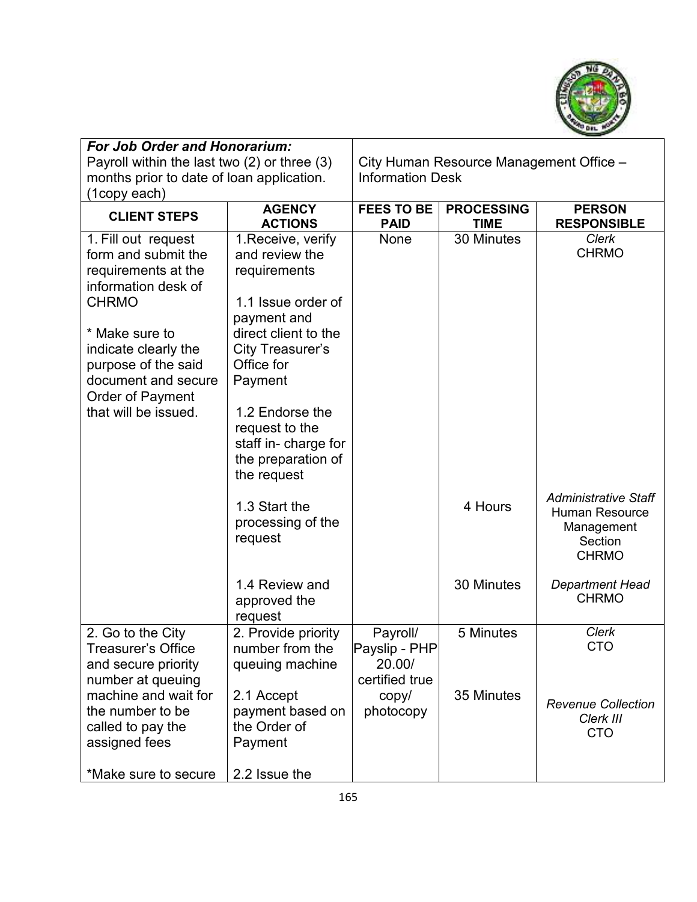| | |
|---|---|
| ***For Job Order and Honorarium:*** Payroll within the last two (2) or three (3) months prior to date of loan application. (1copy each) | City Human Resource Management Office – Information Desk |

| CLIENT STEPS | AGENCY ACTIONS | FEES TO BE PAID | PROCESSING TIME | PERSON RESPONSIBLE |
|---|---|---|---|---|
| 1. Fill out request form and submit the requirements at the information desk of CHRMO<br><br>* Make sure to indicate clearly the purpose of the said document and secure Order of Payment that will be issued. | 1.Receive, verify and review the requirements<br><br>1.1 Issue order of payment and direct client to the City Treasurer's Office for Payment<br><br>1.2 Endorse the request to the staff in- charge for the preparation of the request | None | 30 Minutes | *Clerk* CHRMO |
| | 1.3 Start the processing of the request | | 4 Hours | *Administrative Staff* Human Resource Management Section CHRMO |
| | 1.4 Review and approved the request | | 30 Minutes | *Department Head* CHRMO |
| 2. Go to the City Treasurer's Office and secure priority number at queuing machine and wait for the number to be called to pay the assigned fees<br><br>*Make sure to secure | 2. Provide priority number from the queuing machine | Payroll/ Payslip - PHP 20.00/ certified true copy/ photocopy | 5 Minutes | *Clerk* CTO |
| | 2.1 Accept payment based on the Order of Payment<br><br>2.2 Issue the | | 35 Minutes | *Revenue Collection Clerk III* CTO |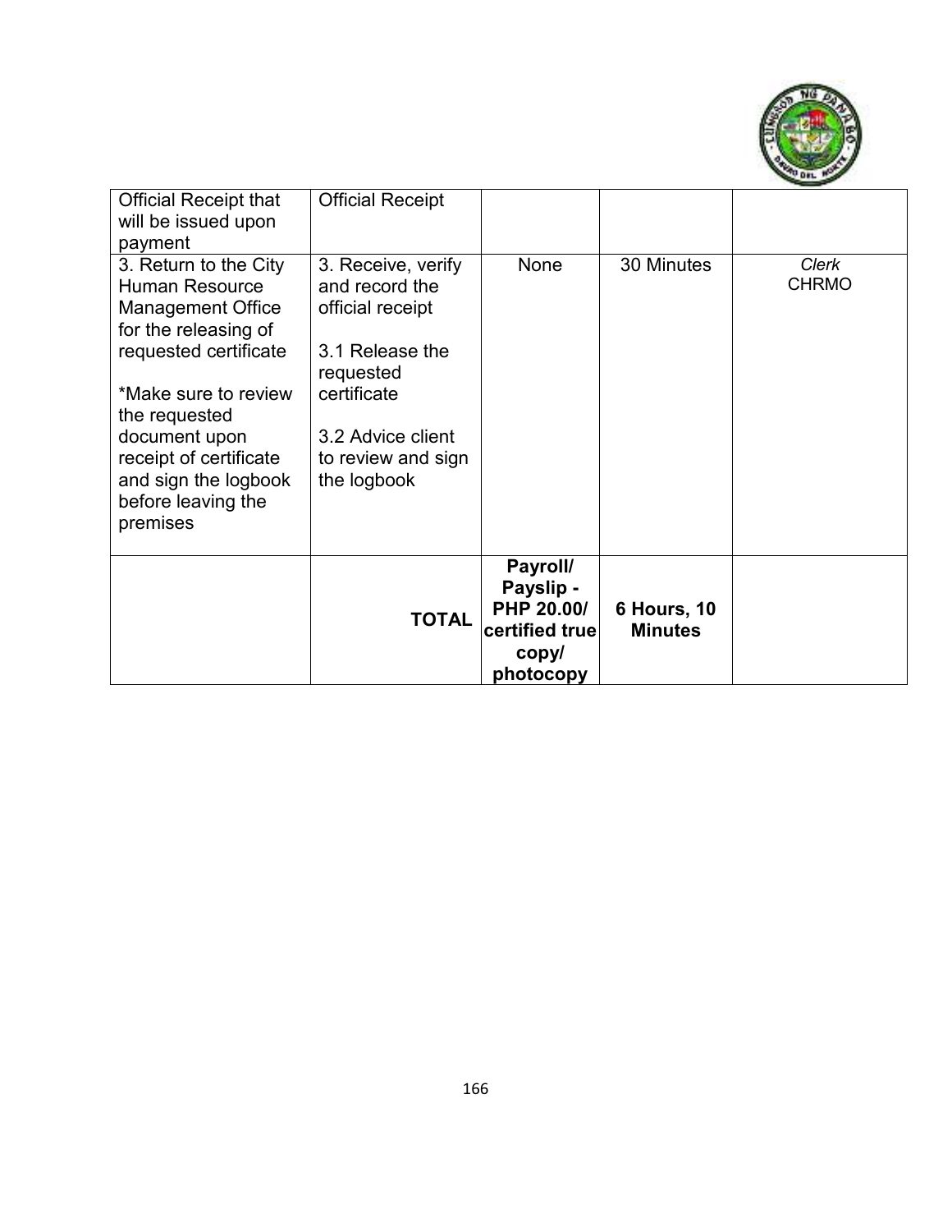| | | | | |
|---|---|---|---|---|
| Official Receipt that will be issued upon payment | Official Receipt | | | |
| 3. Return to the City Human Resource Management Office for the releasing of requested certificate<br><br>*Make sure to review the requested document upon receipt of certificate and sign the logbook before leaving the premises | 3. Receive, verify and record the official receipt<br><br>3.1 Release the requested certificate<br><br>3.2 Advice client to review and sign the logbook | None | 30 Minutes | *Clerk*<br>CHRMO |
| | **TOTAL** | **Payroll/ Payslip - PHP 20.00/ certified true copy/ photocopy** | **6 Hours, 10 Minutes** | |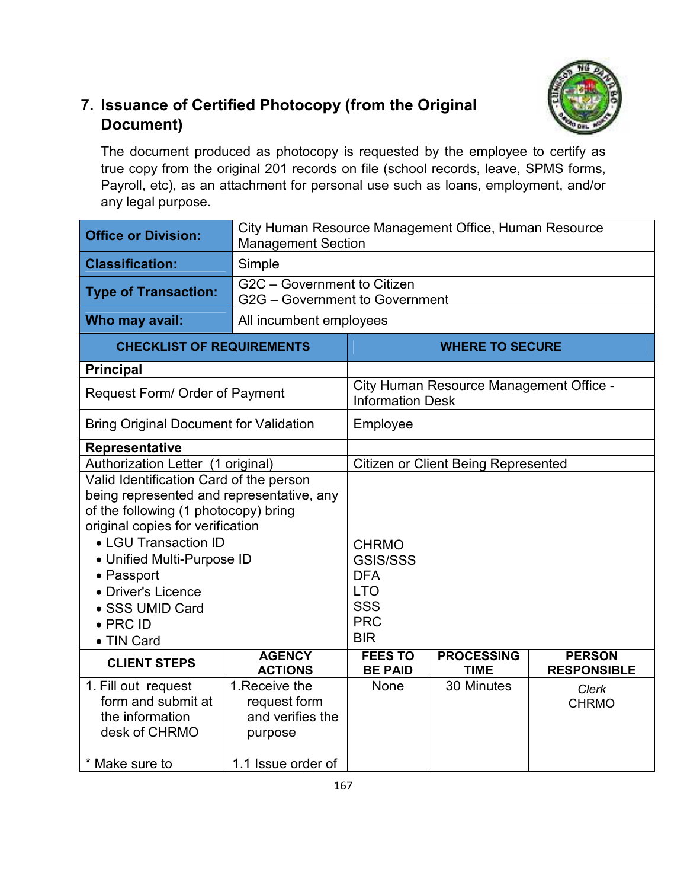## 7. Issuance of Certified Photocopy (from the Original Document)

The document produced as photocopy is requested by the employee to certify as true copy from the original 201 records on file (school records, leave, SPMS forms, Payroll, etc), as an attachment for personal use such as loans, employment, and/or any legal purpose.

| | |
|---|---|
| **Office or Division:** | City Human Resource Management Office, Human Resource Management Section |
| **Classification:** | Simple |
| **Type of Transaction:** | G2C – Government to Citizen<br>G2G – Government to Government |
| **Who may avail:** | All incumbent employees |

| CHECKLIST OF REQUIREMENTS | WHERE TO SECURE |
|---|---|
| **Principal** | |
| Request Form/ Order of Payment | City Human Resource Management Office - Information Desk |
| Bring Original Document for Validation | Employee |
| **Representative** | |
| Authorization Letter (1 original) | Citizen or Client Being Represented |
| Valid Identification Card of the person being represented and representative, any of the following (1 photocopy) bring original copies for verification<br>• LGU Transaction ID<br>• Unified Multi-Purpose ID<br>• Passport<br>• Driver's Licence<br>• SSS UMID Card<br>• PRC ID<br>• TIN Card | <br><br><br><br>CHRMO<br>GSIS/SSS<br>DFA<br>LTO<br>SSS<br>PRC<br>BIR |

| CLIENT STEPS | AGENCY ACTIONS | FEES TO BE PAID | PROCESSING TIME | PERSON RESPONSIBLE |
|---|---|---|---|---|
| 1. Fill out request form and submit at the information desk of CHRMO<br><br>* Make sure to | 1.Receive the request form and verifies the purpose<br><br>1.1 Issue order of | None | 30 Minutes | *Clerk*<br>CHRMO |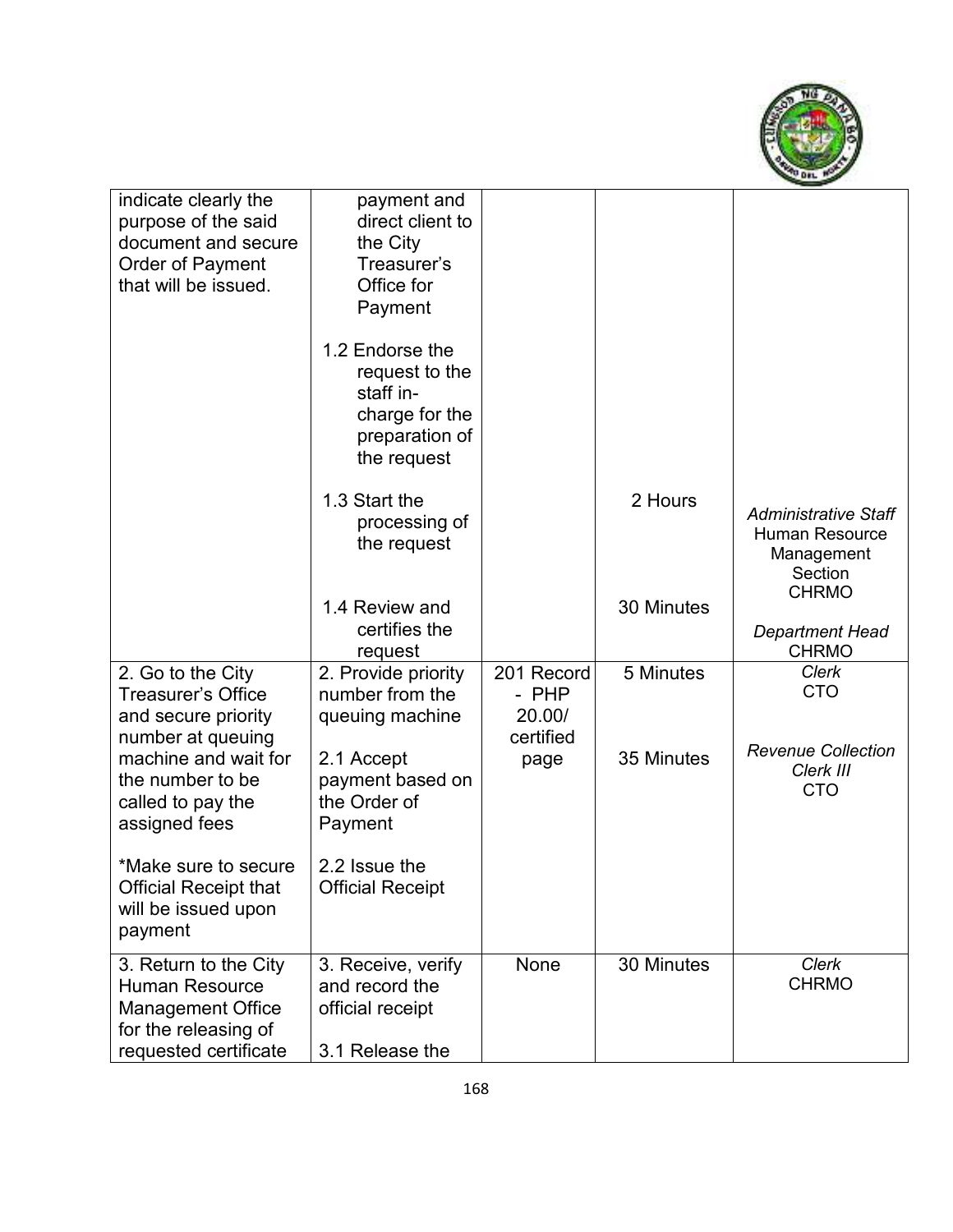| | | | | |
|---|---|---|---|---|
| indicate clearly the purpose of the said document and secure Order of Payment that will be issued. | payment and direct client to the City Treasurer's Office for Payment<br><br>1.2 Endorse the request to the staff in-charge for the preparation of the request<br><br>1.3 Start the processing of the request<br><br>1.4 Review and certifies the request | | 2 Hours<br><br>30 Minutes | *Administrative Staff* Human Resource Management Section CHRMO<br><br>*Department Head* CHRMO |
| 2. Go to the City Treasurer's Office and secure priority number at queuing machine and wait for the number to be called to pay the assigned fees<br><br>*Make sure to secure Official Receipt that will be issued upon payment | 2. Provide priority number from the queuing machine<br><br>2.1 Accept payment based on the Order of Payment<br><br>2.2 Issue the Official Receipt | 201 Record - PHP 20.00/ certified page | 5 Minutes<br><br>35 Minutes | *Clerk* CTO<br><br>*Revenue Collection Clerk III* CTO |
| 3. Return to the City Human Resource Management Office for the releasing of requested certificate | 3. Receive, verify and record the official receipt<br><br>3.1 Release the | None | 30 Minutes | *Clerk* CHRMO |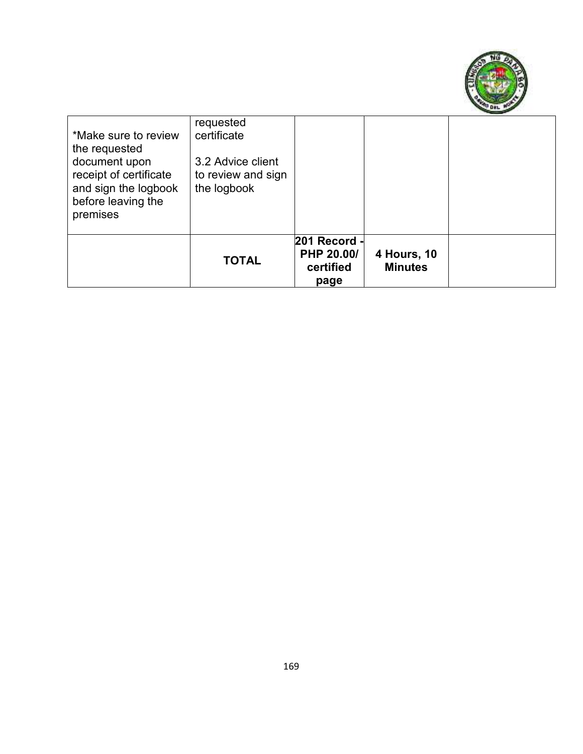| | | | | |
|---|---|---|---|---|
| *Make sure to review the requested document upon receipt of certificate and sign the logbook before leaving the premises | requested certificate<br><br>3.2 Advice client to review and sign the logbook | | | |
| | **TOTAL** | **201 Record - PHP 20.00/ certified page** | **4 Hours, 10 Minutes** | |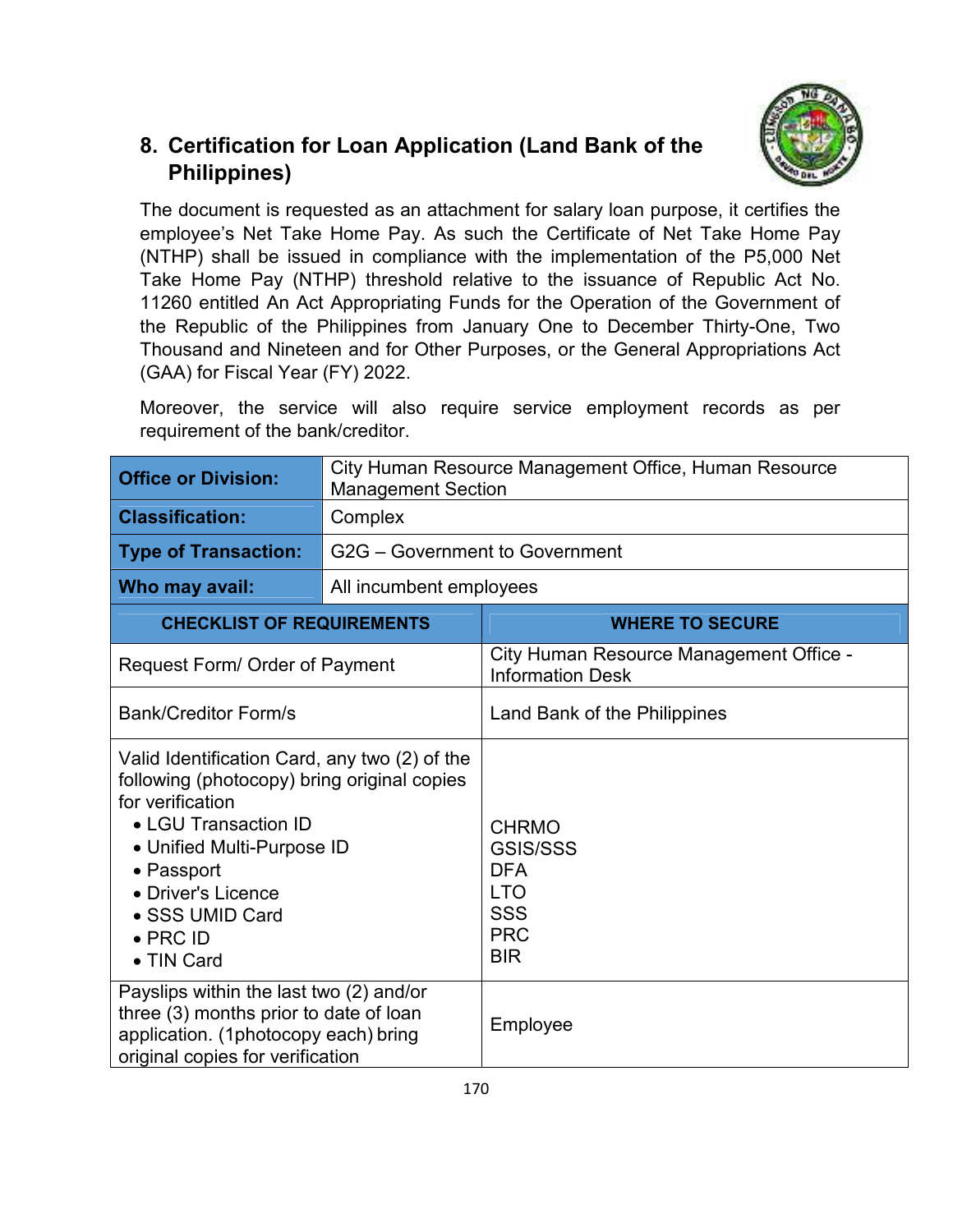## 8. Certification for Loan Application (Land Bank of the Philippines)

The document is requested as an attachment for salary loan purpose, it certifies the employee's Net Take Home Pay. As such the Certificate of Net Take Home Pay (NTHP) shall be issued in compliance with the implementation of the P5,000 Net Take Home Pay (NTHP) threshold relative to the issuance of Republic Act No. 11260 entitled An Act Appropriating Funds for the Operation of the Government of the Republic of the Philippines from January One to December Thirty-One, Two Thousand and Nineteen and for Other Purposes, or the General Appropriations Act (GAA) for Fiscal Year (FY) 2022.

Moreover, the service will also require service employment records as per requirement of the bank/creditor.

| **Office or Division:** | City Human Resource Management Office, Human Resource Management Section |
|---|---|
| **Classification:** | Complex |
| **Type of Transaction:** | G2G – Government to Government |
| **Who may avail:** | All incumbent employees |

| **CHECKLIST OF REQUIREMENTS** | **WHERE TO SECURE** |
|---|---|
| Request Form/ Order of Payment | City Human Resource Management Office - Information Desk |
| Bank/Creditor Form/s | Land Bank of the Philippines |
| Valid Identification Card, any two (2) of the following (photocopy) bring original copies for verification<br>• LGU Transaction ID<br>• Unified Multi-Purpose ID<br>• Passport<br>• Driver's Licence<br>• SSS UMID Card<br>• PRC ID<br>• TIN Card | <br><br><br>CHRMO<br>GSIS/SSS<br>DFA<br>LTO<br>SSS<br>PRC<br>BIR |
| Payslips within the last two (2) and/or three (3) months prior to date of loan application. (1photocopy each) bring original copies for verification | Employee |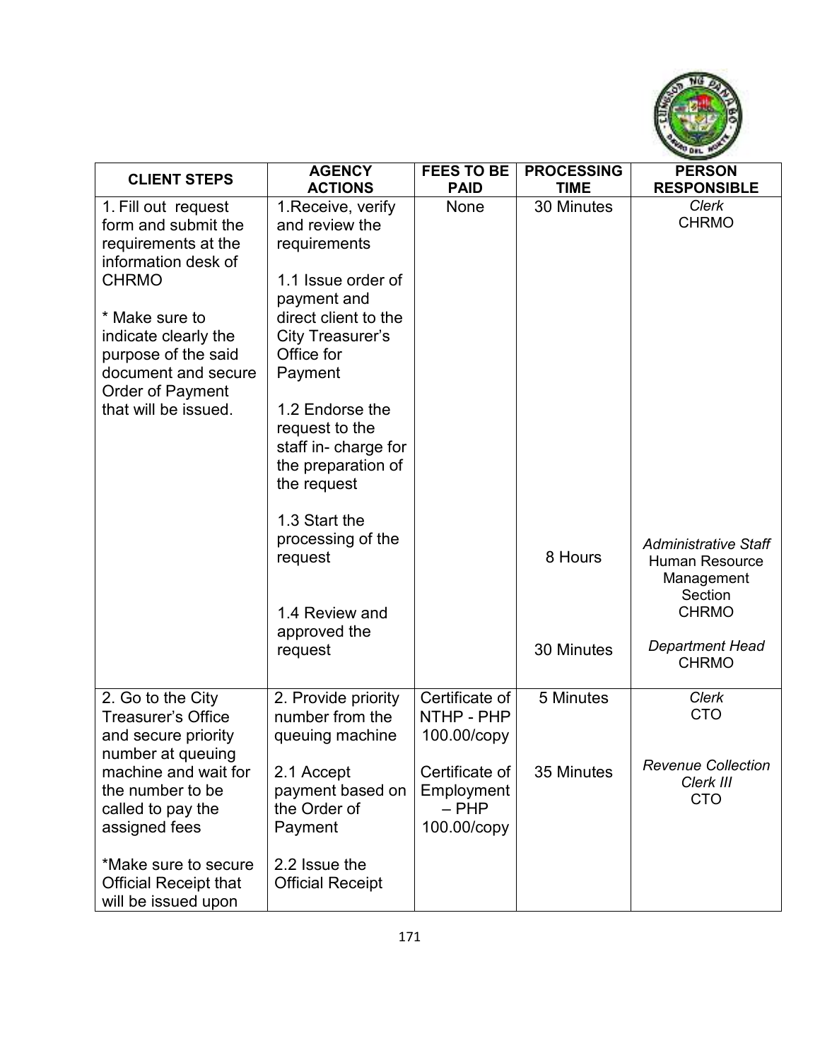| CLIENT STEPS | AGENCY ACTIONS | FEES TO BE PAID | PROCESSING TIME | PERSON RESPONSIBLE |
| --- | --- | --- | --- | --- |
| 1. Fill out request form and submit the requirements at the information desk of CHRMO<br><br>* Make sure to indicate clearly the purpose of the said document and secure Order of Payment that will be issued. | 1.Receive, verify and review the requirements<br><br>1.1 Issue order of payment and direct client to the City Treasurer's Office for Payment<br><br>1.2 Endorse the request to the staff in- charge for the preparation of the request<br><br>1.3 Start the processing of the request<br><br>1.4 Review and approved the request | None | 30 Minutes<br><br>8 Hours<br><br>30 Minutes | *Clerk*<br>CHRMO<br><br>*Administrative Staff*<br>Human Resource Management Section<br>CHRMO<br><br>*Department Head*<br>CHRMO |
| 2. Go to the City Treasurer's Office and secure priority number at queuing machine and wait for the number to be called to pay the assigned fees<br><br>*Make sure to secure Official Receipt that will be issued upon | 2. Provide priority number from the queuing machine<br><br>2.1 Accept payment based on the Order of Payment<br><br>2.2 Issue the Official Receipt | Certificate of NTHP - PHP 100.00/copy<br><br>Certificate of Employment – PHP 100.00/copy | 5 Minutes<br><br>35 Minutes | *Clerk*<br>CTO<br><br>*Revenue Collection Clerk III*<br>CTO |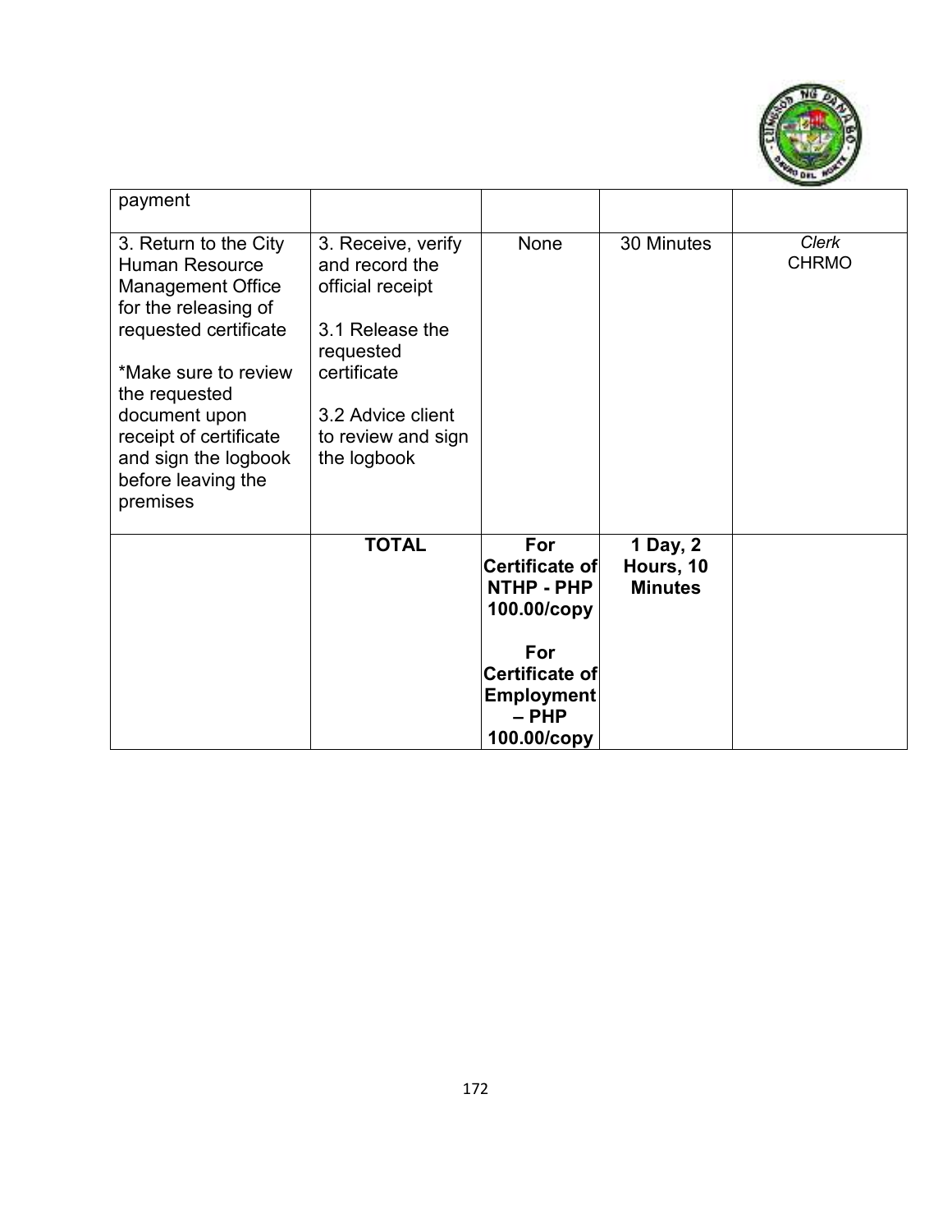| | | | | |
|---|---|---|---|---|
| payment | | | | |
| 3. Return to the City Human Resource Management Office for the releasing of requested certificate<br><br>*Make sure to review the requested document upon receipt of certificate and sign the logbook before leaving the premises | 3. Receive, verify and record the official receipt<br><br>3.1 Release the requested certificate<br><br>3.2 Advice client to review and sign the logbook | None | 30 Minutes | *Clerk*<br>CHRMO |
| | **TOTAL** | **For Certificate of NTHP - PHP 100.00/copy**<br><br>**For Certificate of Employment – PHP 100.00/copy** | **1 Day, 2 Hours, 10 Minutes** | |